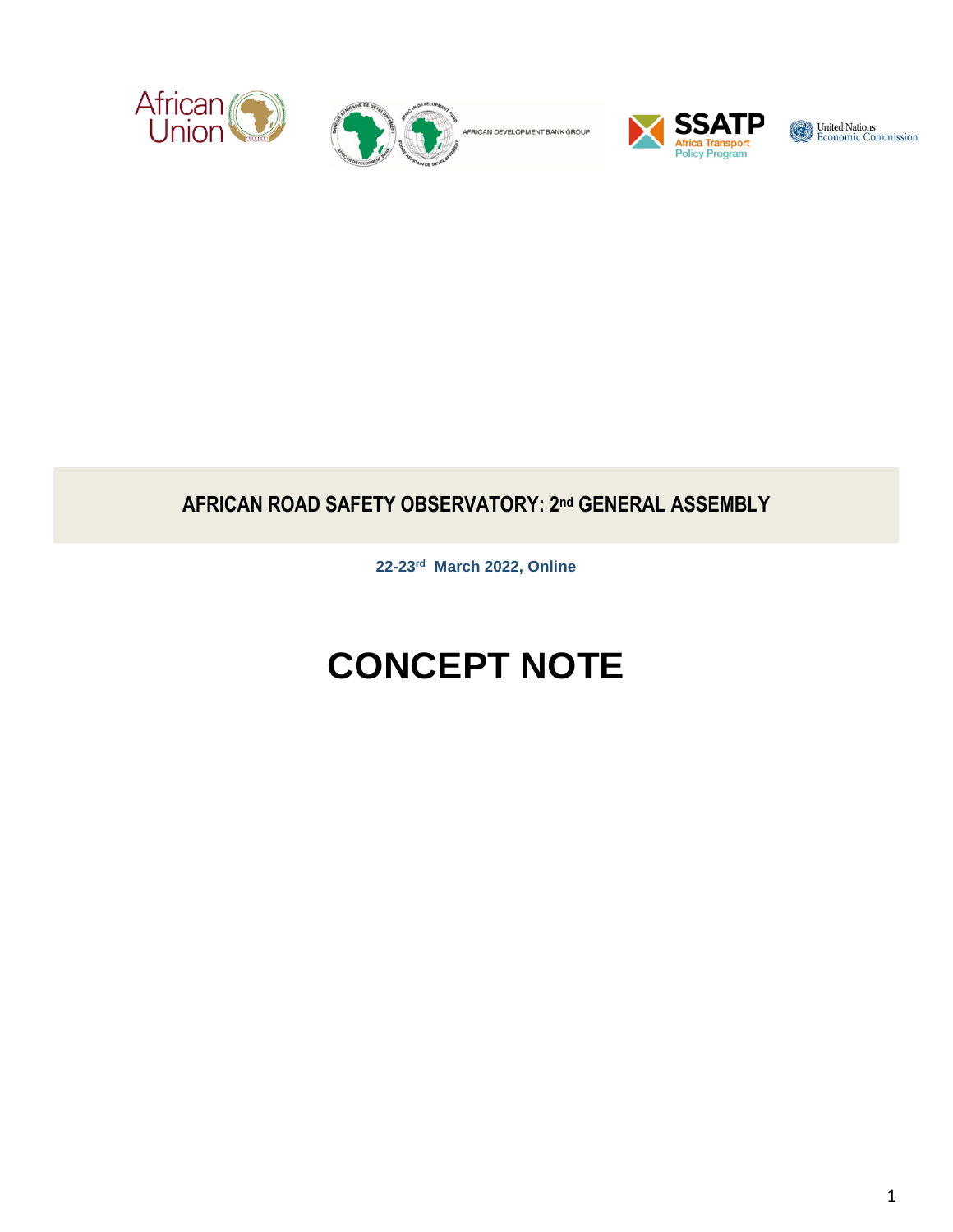African Union | African Development Bank Group | SSATP Africa Transport Policy Program | United Nations Economic Commission

## AFRICAN ROAD SAFETY OBSERVATORY: 2nd GENERAL ASSEMBLY

**22-23rd March 2022, Online**

# CONCEPT NOTE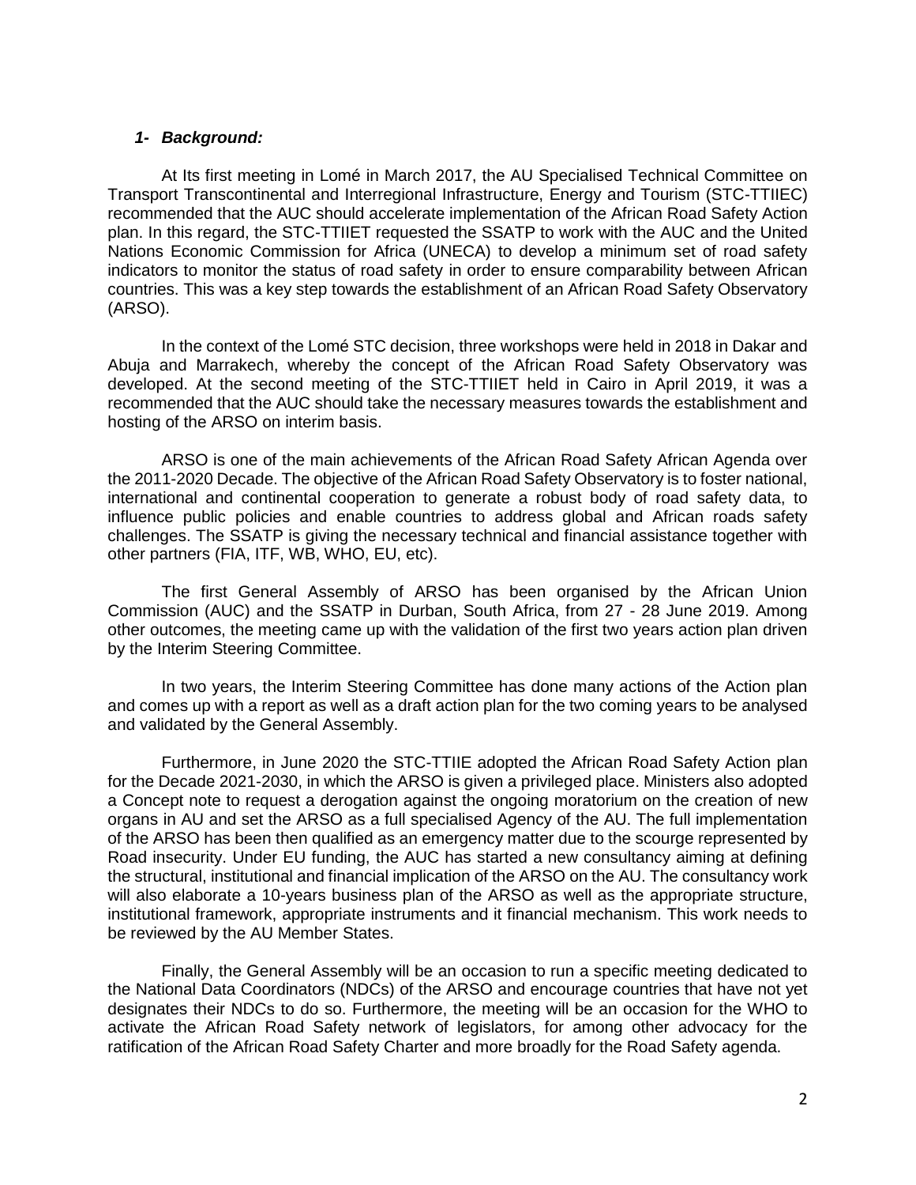### *1- Background:*

At Its first meeting in Lomé in March 2017, the AU Specialised Technical Committee on Transport Transcontinental and Interregional Infrastructure, Energy and Tourism (STC-TTIIEC) recommended that the AUC should accelerate implementation of the African Road Safety Action plan. In this regard, the STC-TTIIET requested the SSATP to work with the AUC and the United Nations Economic Commission for Africa (UNECA) to develop a minimum set of road safety indicators to monitor the status of road safety in order to ensure comparability between African countries. This was a key step towards the establishment of an African Road Safety Observatory (ARSO).

In the context of the Lomé STC decision, three workshops were held in 2018 in Dakar and Abuja and Marrakech, whereby the concept of the African Road Safety Observatory was developed. At the second meeting of the STC-TTIIET held in Cairo in April 2019, it was a recommended that the AUC should take the necessary measures towards the establishment and hosting of the ARSO on interim basis.

ARSO is one of the main achievements of the African Road Safety African Agenda over the 2011-2020 Decade. The objective of the African Road Safety Observatory is to foster national, international and continental cooperation to generate a robust body of road safety data, to influence public policies and enable countries to address global and African roads safety challenges. The SSATP is giving the necessary technical and financial assistance together with other partners (FIA, ITF, WB, WHO, EU, etc).

The first General Assembly of ARSO has been organised by the African Union Commission (AUC) and the SSATP in Durban, South Africa, from 27 - 28 June 2019. Among other outcomes, the meeting came up with the validation of the first two years action plan driven by the Interim Steering Committee.

In two years, the Interim Steering Committee has done many actions of the Action plan and comes up with a report as well as a draft action plan for the two coming years to be analysed and validated by the General Assembly.

Furthermore, in June 2020 the STC-TTIIE adopted the African Road Safety Action plan for the Decade 2021-2030, in which the ARSO is given a privileged place. Ministers also adopted a Concept note to request a derogation against the ongoing moratorium on the creation of new organs in AU and set the ARSO as a full specialised Agency of the AU. The full implementation of the ARSO has been then qualified as an emergency matter due to the scourge represented by Road insecurity. Under EU funding, the AUC has started a new consultancy aiming at defining the structural, institutional and financial implication of the ARSO on the AU. The consultancy work will also elaborate a 10-years business plan of the ARSO as well as the appropriate structure, institutional framework, appropriate instruments and it financial mechanism. This work needs to be reviewed by the AU Member States.

Finally, the General Assembly will be an occasion to run a specific meeting dedicated to the National Data Coordinators (NDCs) of the ARSO and encourage countries that have not yet designates their NDCs to do so. Furthermore, the meeting will be an occasion for the WHO to activate the African Road Safety network of legislators, for among other advocacy for the ratification of the African Road Safety Charter and more broadly for the Road Safety agenda.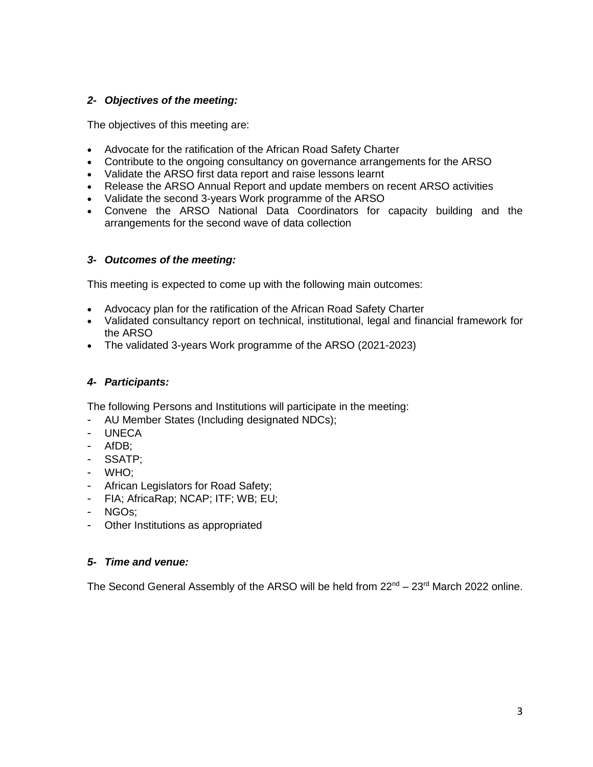### *2- Objectives of the meeting:*

The objectives of this meeting are:

- Advocate for the ratification of the African Road Safety Charter
- Contribute to the ongoing consultancy on governance arrangements for the ARSO
- Validate the ARSO first data report and raise lessons learnt
- Release the ARSO Annual Report and update members on recent ARSO activities
- Validate the second 3-years Work programme of the ARSO
- Convene the ARSO National Data Coordinators for capacity building and the arrangements for the second wave of data collection

### *3- Outcomes of the meeting:*

This meeting is expected to come up with the following main outcomes:

- Advocacy plan for the ratification of the African Road Safety Charter
- Validated consultancy report on technical, institutional, legal and financial framework for the ARSO
- The validated 3-years Work programme of the ARSO (2021-2023)

### *4- Participants:*

The following Persons and Institutions will participate in the meeting:

- AU Member States (Including designated NDCs);
- UNECA
- AfDB;
- SSATP;
- WHO;
- African Legislators for Road Safety;
- FIA; AfricaRap; NCAP; ITF; WB; EU;
- NGOs;
- Other Institutions as appropriated

### *5- Time and venue:*

The Second General Assembly of the ARSO will be held from 22nd – 23rd March 2022 online.